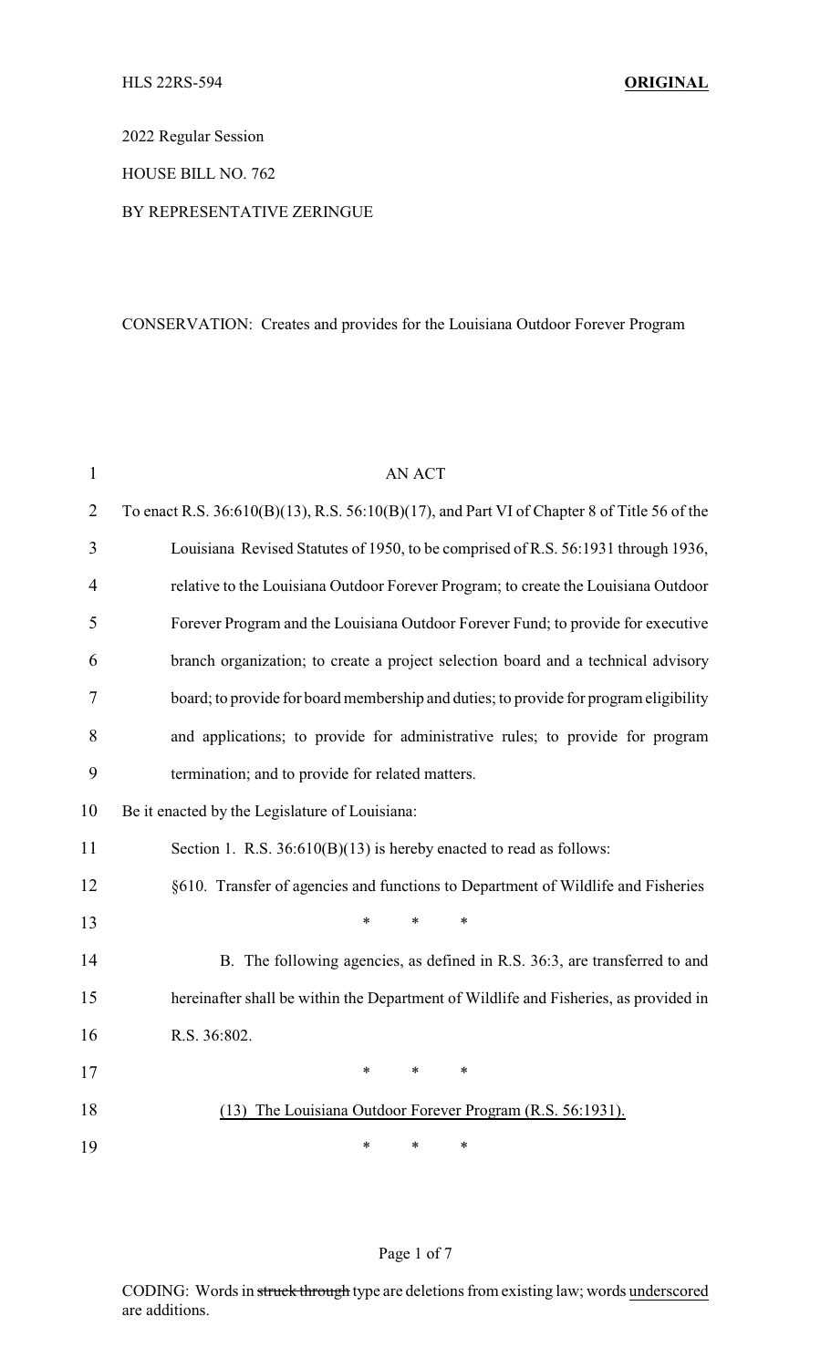HLS 22RS-594 **ORIGINAL**

2022 Regular Session

HOUSE BILL NO. 762

BY REPRESENTATIVE ZERINGUE

CONSERVATION: Creates and provides for the Louisiana Outdoor Forever Program

AN ACT

To enact R.S. 36:610(B)(13), R.S. 56:10(B)(17), and Part VI of Chapter 8 of Title 56 of the Louisiana Revised Statutes of 1950, to be comprised of R.S. 56:1931 through 1936, relative to the Louisiana Outdoor Forever Program; to create the Louisiana Outdoor Forever Program and the Louisiana Outdoor Forever Fund; to provide for executive branch organization; to create a project selection board and a technical advisory board; to provide for board membership and duties; to provide for program eligibility and applications; to provide for administrative rules; to provide for program termination; and to provide for related matters.

Be it enacted by the Legislature of Louisiana:

Section 1. R.S. 36:610(B)(13) is hereby enacted to read as follows:

§610. Transfer of agencies and functions to Department of Wildlife and Fisheries

\* \* \*

B. The following agencies, as defined in R.S. 36:3, are transferred to and hereinafter shall be within the Department of Wildlife and Fisheries, as provided in R.S. 36:802.

\* \* \*

<u>(13) The Louisiana Outdoor Forever Program (R.S. 56:1931).</u>

\* \* \*

CODING: Words in ~~struck through~~ type are deletions from existing law; words <u>underscored</u> are additions.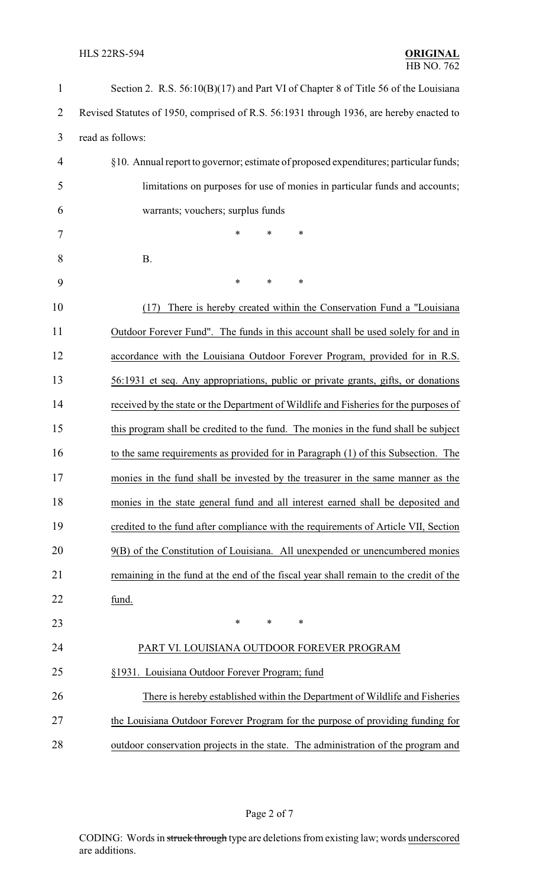Section 2. R.S. 56:10(B)(17) and Part VI of Chapter 8 of Title 56 of the Louisiana Revised Statutes of 1950, comprised of R.S. 56:1931 through 1936, are hereby enacted to read as follows:

§10. Annual report to governor; estimate of proposed expenditures; particular funds; limitations on purposes for use of monies in particular funds and accounts; warrants; vouchers; surplus funds

\* \* \*

B.

\* \* \*

(17) There is hereby created within the Conservation Fund a "Louisiana Outdoor Forever Fund". The funds in this account shall be used solely for and in accordance with the Louisiana Outdoor Forever Program, provided for in R.S. 56:1931 et seq. Any appropriations, public or private grants, gifts, or donations received by the state or the Department of Wildlife and Fisheries for the purposes of this program shall be credited to the fund. The monies in the fund shall be subject to the same requirements as provided for in Paragraph (1) of this Subsection. The monies in the fund shall be invested by the treasurer in the same manner as the monies in the state general fund and all interest earned shall be deposited and credited to the fund after compliance with the requirements of Article VII, Section 9(B) of the Constitution of Louisiana. All unexpended or unencumbered monies remaining in the fund at the end of the fiscal year shall remain to the credit of the fund.

\* \* \*

PART VI. LOUISIANA OUTDOOR FOREVER PROGRAM

§1931. Louisiana Outdoor Forever Program; fund

There is hereby established within the Department of Wildlife and Fisheries the Louisiana Outdoor Forever Program for the purpose of providing funding for outdoor conservation projects in the state. The administration of the program and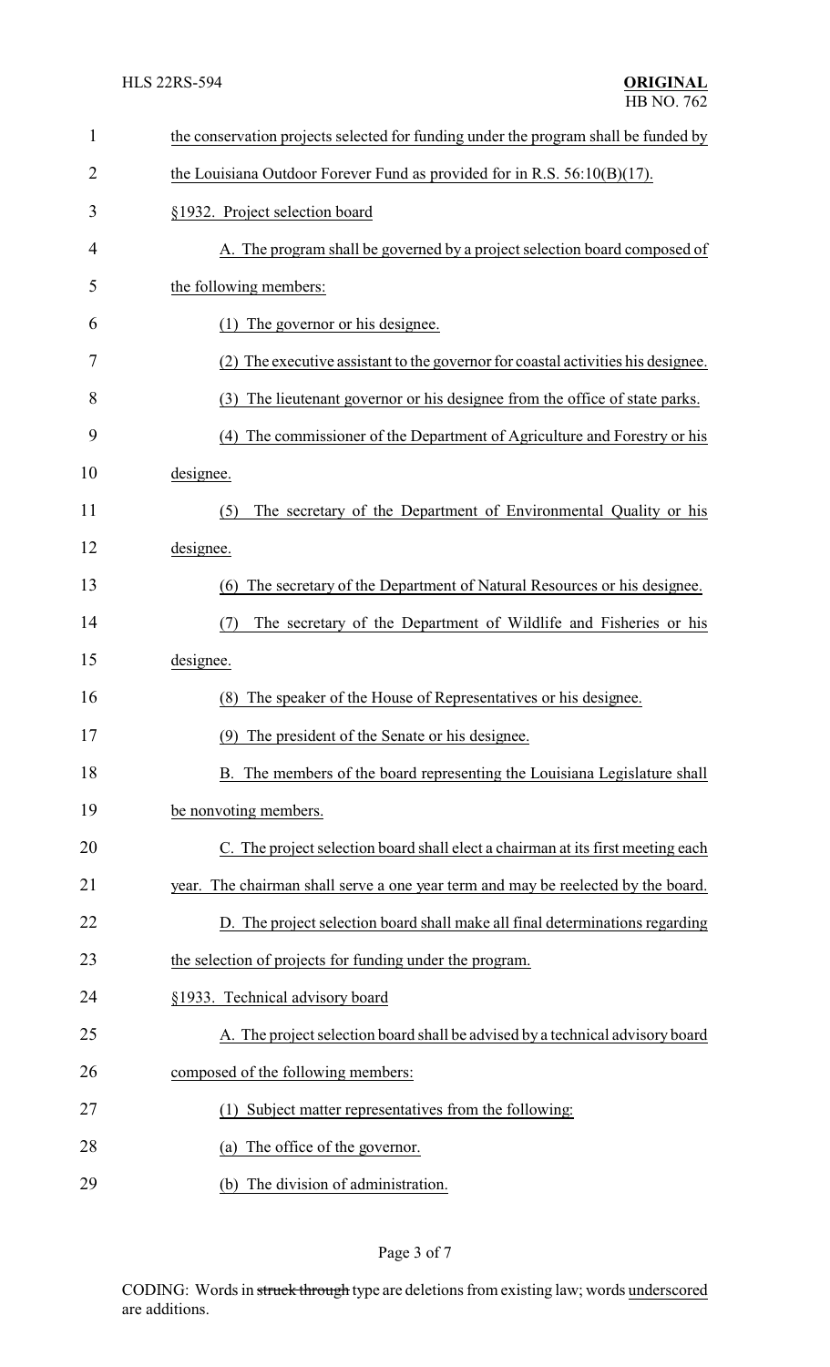the conservation projects selected for funding under the program shall be funded by the Louisiana Outdoor Forever Fund as provided for in R.S. 56:10(B)(17).

§1932. Project selection board

A. The program shall be governed by a project selection board composed of the following members:

(1) The governor or his designee.

(2) The executive assistant to the governor for coastal activities his designee.

(3) The lieutenant governor or his designee from the office of state parks.

(4) The commissioner of the Department of Agriculture and Forestry or his designee.

(5) The secretary of the Department of Environmental Quality or his designee.

(6) The secretary of the Department of Natural Resources or his designee.

(7) The secretary of the Department of Wildlife and Fisheries or his designee.

(8) The speaker of the House of Representatives or his designee.

(9) The president of the Senate or his designee.

B. The members of the board representing the Louisiana Legislature shall be nonvoting members.

C. The project selection board shall elect a chairman at its first meeting each year. The chairman shall serve a one year term and may be reelected by the board.

D. The project selection board shall make all final determinations regarding the selection of projects for funding under the program.

§1933. Technical advisory board

A. The project selection board shall be advised by a technical advisory board composed of the following members:

(1) Subject matter representatives from the following:

(a) The office of the governor.

(b) The division of administration.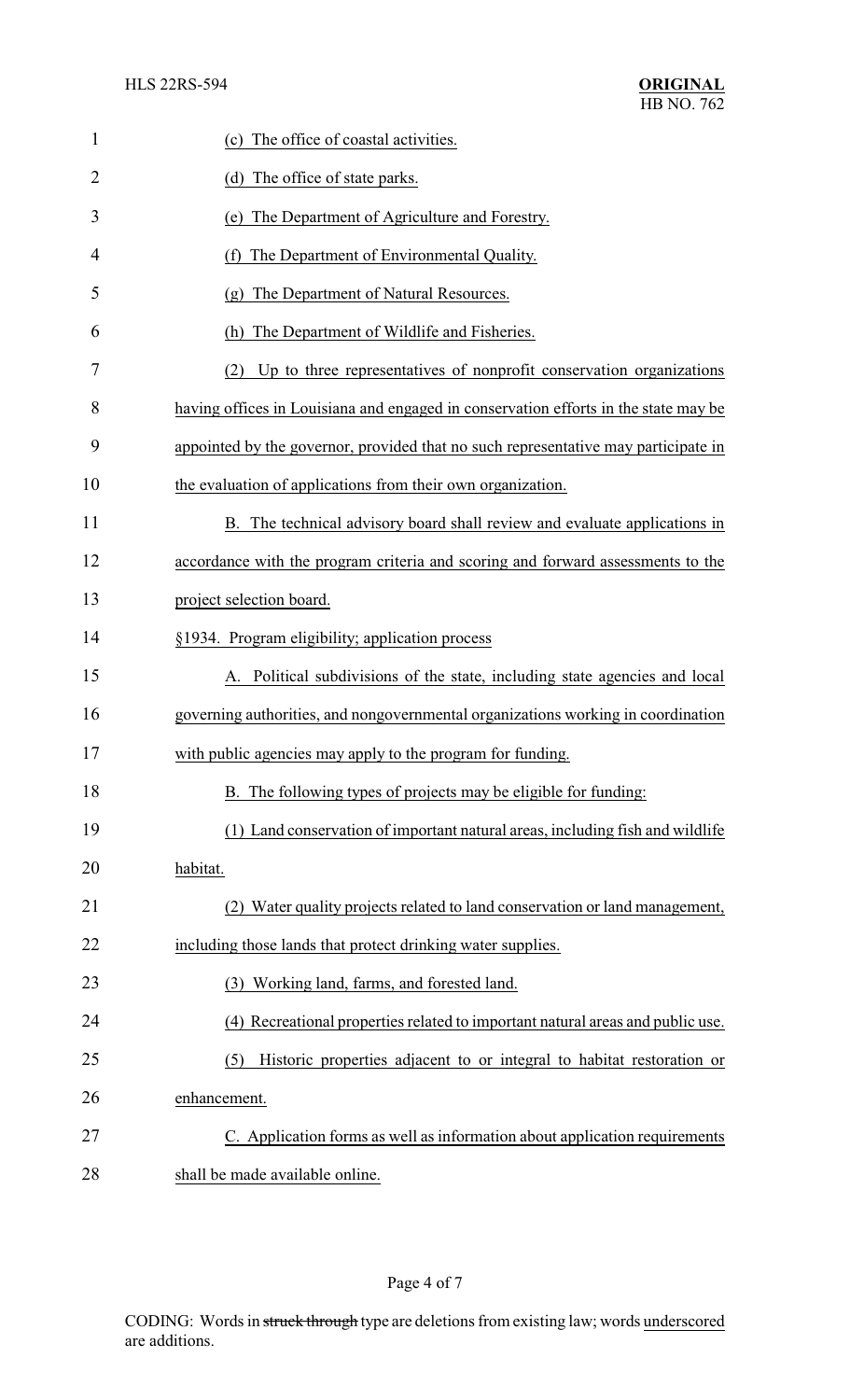(c) The office of coastal activities.

(d) The office of state parks.

(e) The Department of Agriculture and Forestry.

(f) The Department of Environmental Quality.

(g) The Department of Natural Resources.

(h) The Department of Wildlife and Fisheries.

(2) Up to three representatives of nonprofit conservation organizations having offices in Louisiana and engaged in conservation efforts in the state may be appointed by the governor, provided that no such representative may participate in the evaluation of applications from their own organization.

B. The technical advisory board shall review and evaluate applications in accordance with the program criteria and scoring and forward assessments to the project selection board.

§1934. Program eligibility; application process

A. Political subdivisions of the state, including state agencies and local governing authorities, and nongovernmental organizations working in coordination with public agencies may apply to the program for funding.

B. The following types of projects may be eligible for funding:

(1) Land conservation of important natural areas, including fish and wildlife habitat.

(2) Water quality projects related to land conservation or land management, including those lands that protect drinking water supplies.

(3) Working land, farms, and forested land.

(4) Recreational properties related to important natural areas and public use.

(5) Historic properties adjacent to or integral to habitat restoration or enhancement.

C. Application forms as well as information about application requirements shall be made available online.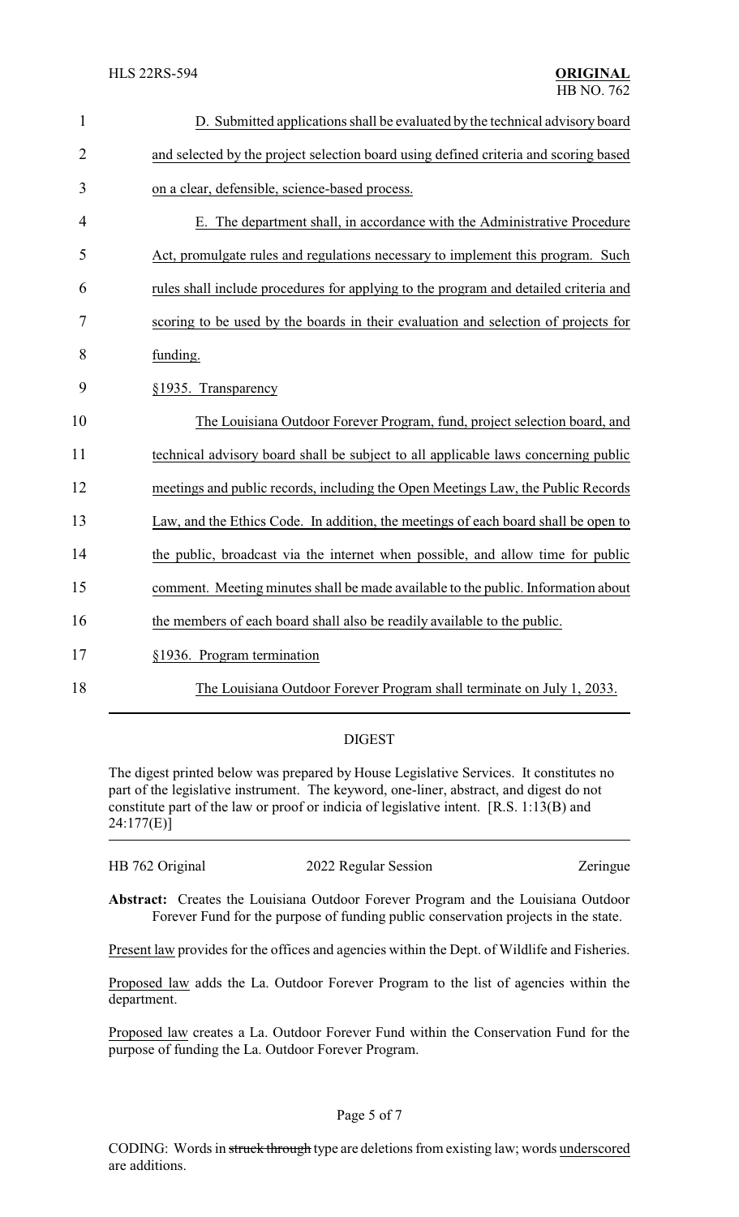D. Submitted applications shall be evaluated by the technical advisory board and selected by the project selection board using defined criteria and scoring based on a clear, defensible, science-based process.

E. The department shall, in accordance with the Administrative Procedure Act, promulgate rules and regulations necessary to implement this program. Such rules shall include procedures for applying to the program and detailed criteria and scoring to be used by the boards in their evaluation and selection of projects for funding.

§1935. Transparency

The Louisiana Outdoor Forever Program, fund, project selection board, and technical advisory board shall be subject to all applicable laws concerning public meetings and public records, including the Open Meetings Law, the Public Records Law, and the Ethics Code. In addition, the meetings of each board shall be open to the public, broadcast via the internet when possible, and allow time for public comment. Meeting minutes shall be made available to the public. Information about the members of each board shall also be readily available to the public.

§1936. Program termination

The Louisiana Outdoor Forever Program shall terminate on July 1, 2033.

## DIGEST

The digest printed below was prepared by House Legislative Services. It constitutes no part of the legislative instrument. The keyword, one-liner, abstract, and digest do not constitute part of the law or proof or indicia of legislative intent. [R.S. 1:13(B) and 24:177(E)]

HB 762 Original | 2022 Regular Session | Zeringue

**Abstract:** Creates the Louisiana Outdoor Forever Program and the Louisiana Outdoor Forever Fund for the purpose of funding public conservation projects in the state.

Present law provides for the offices and agencies within the Dept. of Wildlife and Fisheries.

Proposed law adds the La. Outdoor Forever Program to the list of agencies within the department.

Proposed law creates a La. Outdoor Forever Fund within the Conservation Fund for the purpose of funding the La. Outdoor Forever Program.

CODING: Words in ~~struck through~~ type are deletions from existing law; words underscored are additions.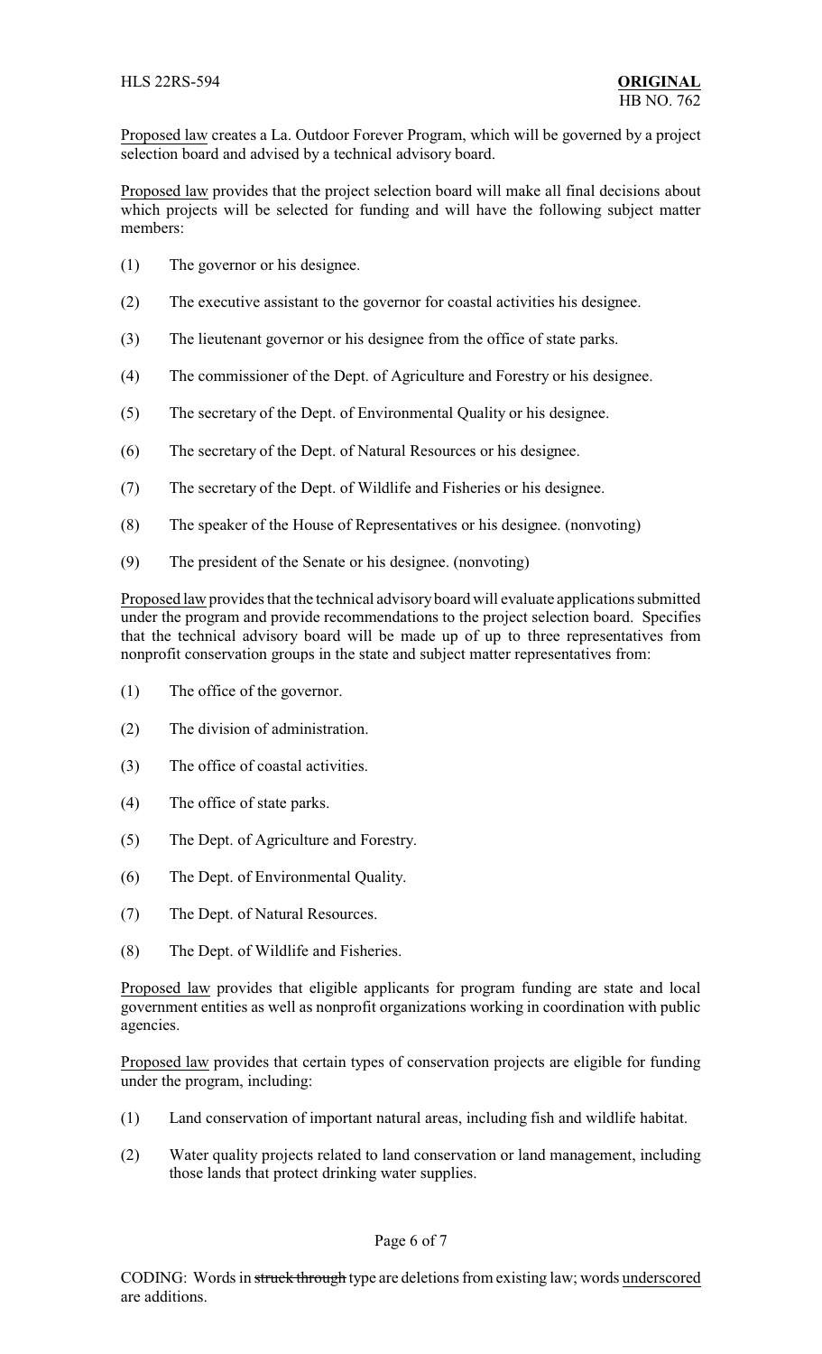Proposed law creates a La. Outdoor Forever Program, which will be governed by a project selection board and advised by a technical advisory board.

Proposed law provides that the project selection board will make all final decisions about which projects will be selected for funding and will have the following subject matter members:

(1) The governor or his designee.

(2) The executive assistant to the governor for coastal activities his designee.

(3) The lieutenant governor or his designee from the office of state parks.

(4) The commissioner of the Dept. of Agriculture and Forestry or his designee.

(5) The secretary of the Dept. of Environmental Quality or his designee.

(6) The secretary of the Dept. of Natural Resources or his designee.

(7) The secretary of the Dept. of Wildlife and Fisheries or his designee.

(8) The speaker of the House of Representatives or his designee. (nonvoting)

(9) The president of the Senate or his designee. (nonvoting)

Proposed law provides that the technical advisory board will evaluate applications submitted under the program and provide recommendations to the project selection board. Specifies that the technical advisory board will be made up of up to three representatives from nonprofit conservation groups in the state and subject matter representatives from:

(1) The office of the governor.

(2) The division of administration.

(3) The office of coastal activities.

(4) The office of state parks.

(5) The Dept. of Agriculture and Forestry.

(6) The Dept. of Environmental Quality.

(7) The Dept. of Natural Resources.

(8) The Dept. of Wildlife and Fisheries.

Proposed law provides that eligible applicants for program funding are state and local government entities as well as nonprofit organizations working in coordination with public agencies.

Proposed law provides that certain types of conservation projects are eligible for funding under the program, including:

(1) Land conservation of important natural areas, including fish and wildlife habitat.

(2) Water quality projects related to land conservation or land management, including those lands that protect drinking water supplies.

CODING: Words in ~~struck through~~ type are deletions from existing law; words underscored are additions.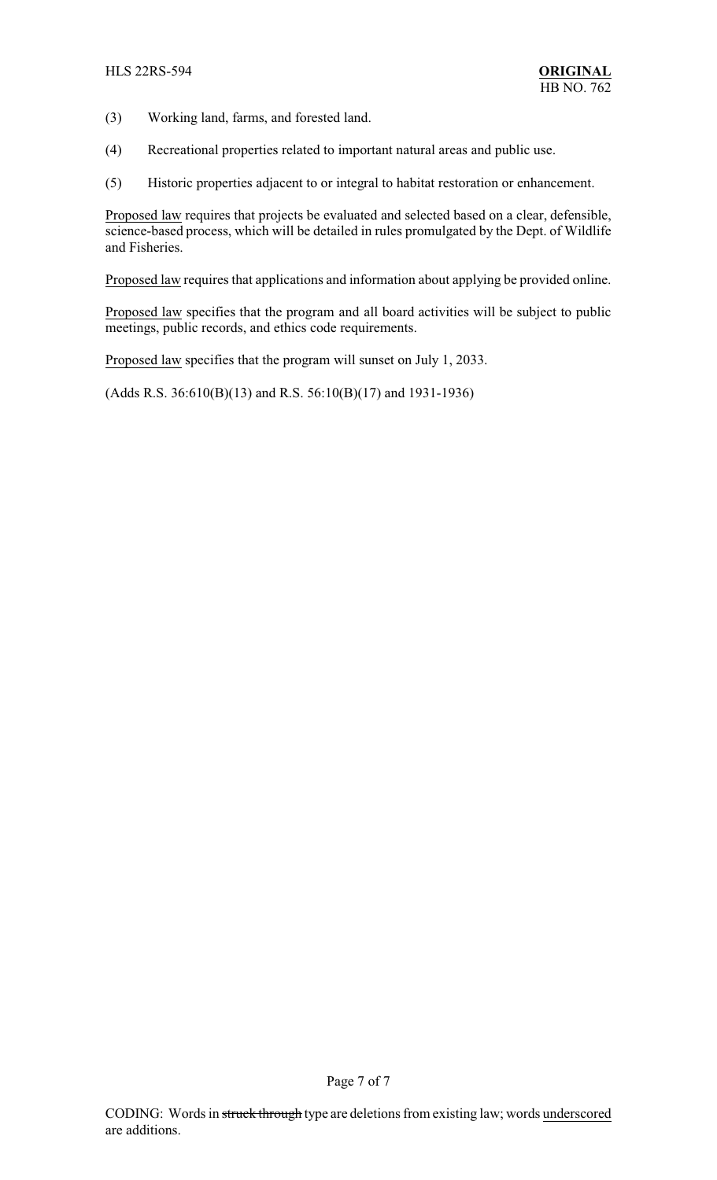(3) Working land, farms, and forested land.

(4) Recreational properties related to important natural areas and public use.

(5) Historic properties adjacent to or integral to habitat restoration or enhancement.

Proposed law requires that projects be evaluated and selected based on a clear, defensible, science-based process, which will be detailed in rules promulgated by the Dept. of Wildlife and Fisheries.

Proposed law requires that applications and information about applying be provided online.

Proposed law specifies that the program and all board activities will be subject to public meetings, public records, and ethics code requirements.

Proposed law specifies that the program will sunset on July 1, 2033.

(Adds R.S. 36:610(B)(13) and R.S. 56:10(B)(17) and 1931-1936)

CODING: Words in ~~struck through~~ type are deletions from existing law; words underscored are additions.